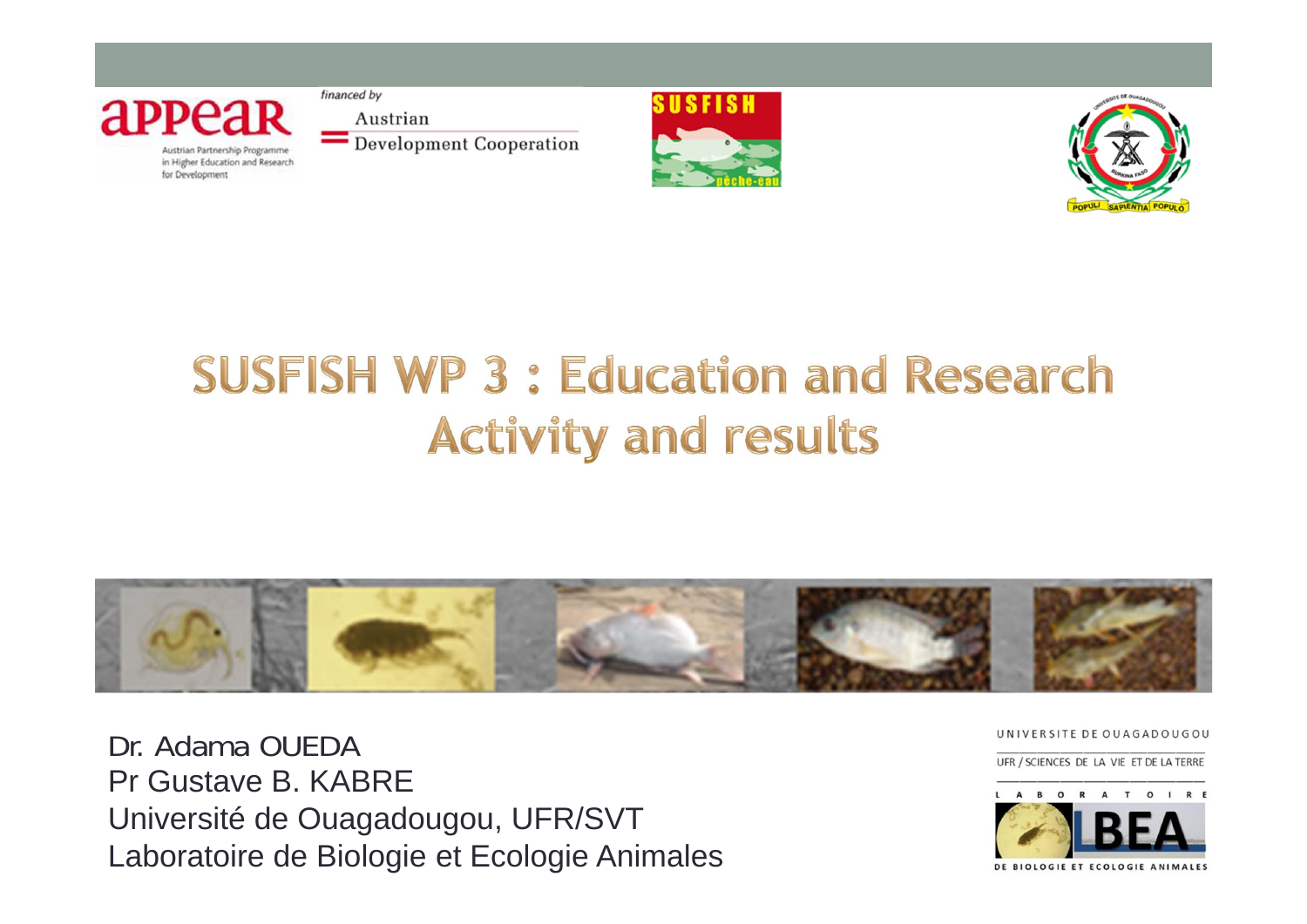# SUSFISH WP 3 : Education and Research Activity and results

Dr. Adama OUEDA
Pr Gustave B. KABRE
Université de Ouagadougou, UFR/SVT
Laboratoire de Biologie et Ecologie Animales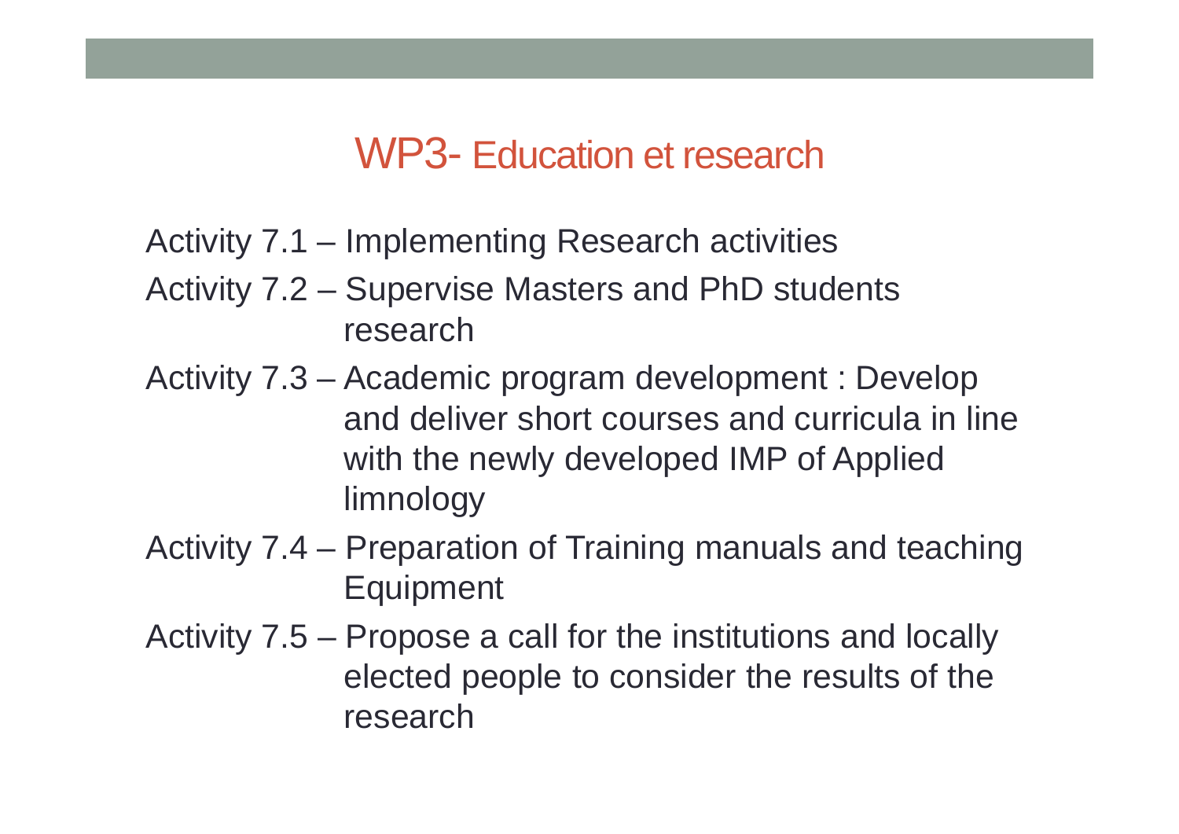## WP3- Education et research

Activity 7.1 – Implementing Research activities

Activity 7.2 – Supervise Masters and PhD students research

Activity 7.3 – Academic program development : Develop and deliver short courses and curricula in line with the newly developed IMP of Applied limnology

Activity 7.4 – Preparation of Training manuals and teaching Equipment

Activity 7.5 – Propose a call for the institutions and locally elected people to consider the results of the research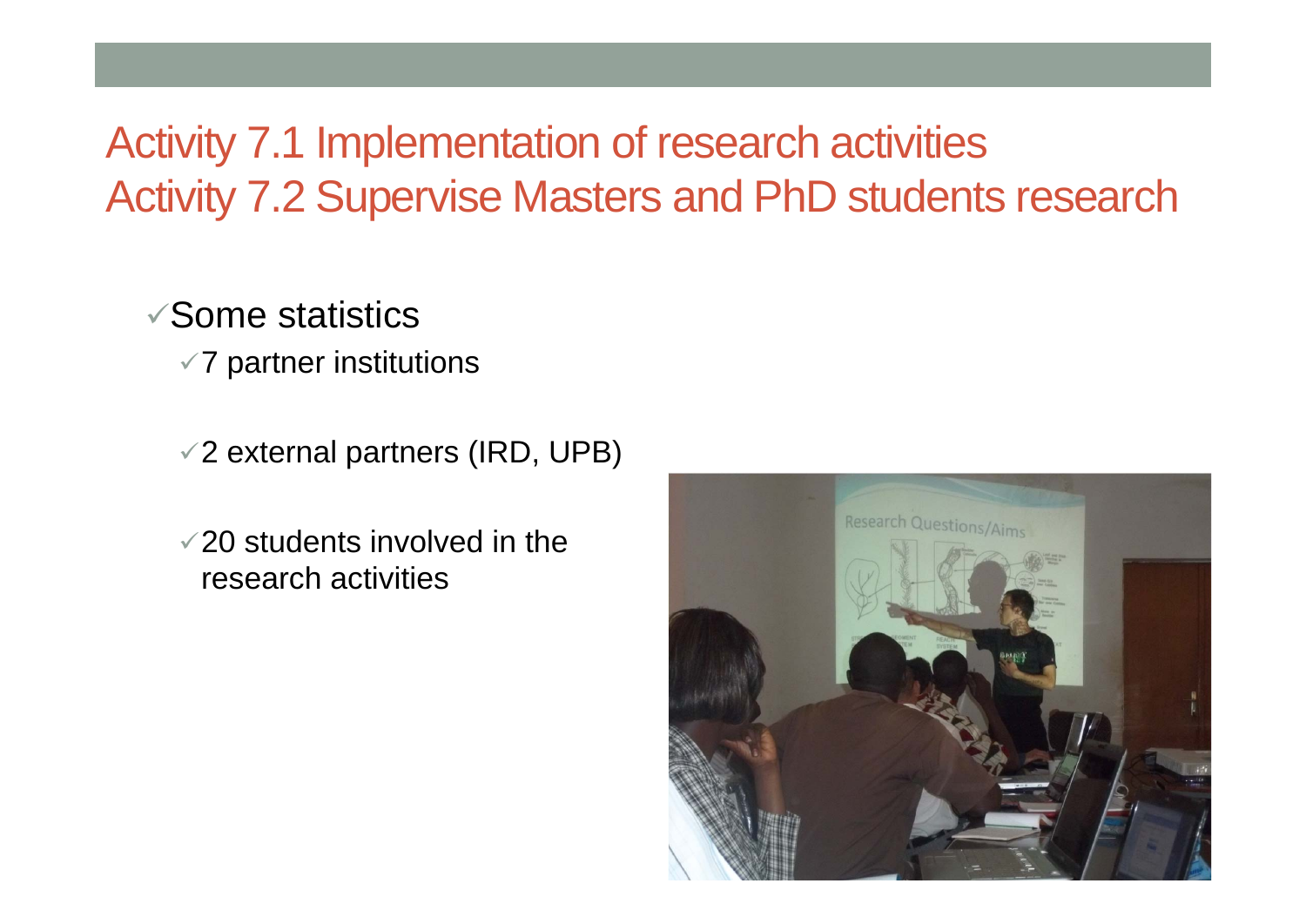# Activity 7.1 Implementation of research activities
# Activity 7.2 Supervise Masters and PhD students research

- ✓Some statistics
  - ✓7 partner institutions
  - ✓2 external partners (IRD, UPB)
  - ✓20 students involved in the research activities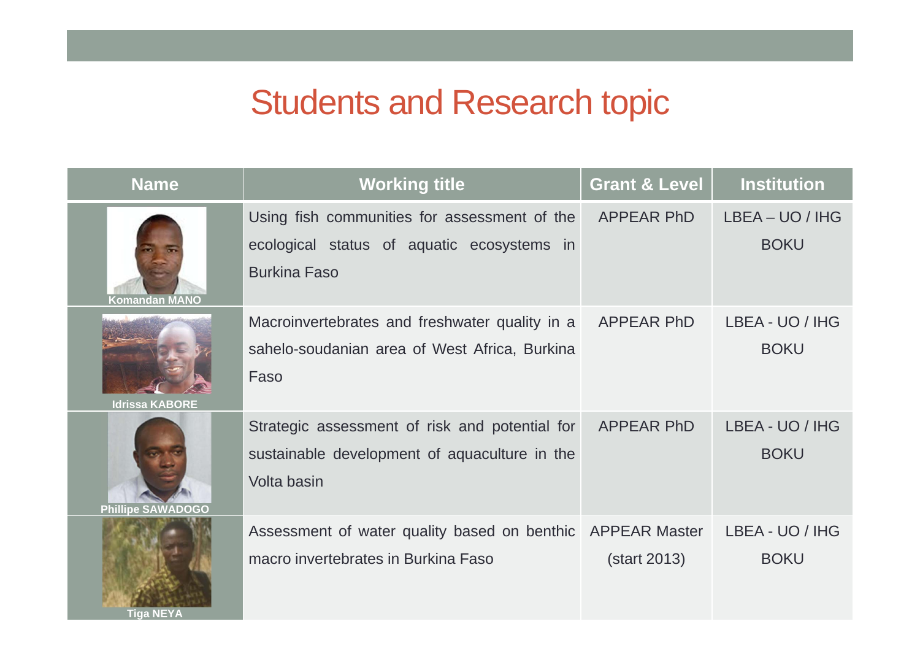# Students and Research topic

| Name | Working title | Grant & Level | Institution |
|---|---|---|---|
| Komandan MANO | Using fish communities for assessment of the ecological status of aquatic ecosystems in Burkina Faso | APPEAR PhD | LBEA – UO / IHG BOKU |
| Idrissa KABORE | Macroinvertebrates and freshwater quality in a sahelo-soudanian area of West Africa, Burkina Faso | APPEAR PhD | LBEA - UO / IHG BOKU |
| Phillipe SAWADOGO | Strategic assessment of risk and potential for sustainable development of aquaculture in the Volta basin | APPEAR PhD | LBEA - UO / IHG BOKU |
| Tiga NEYA | Assessment of water quality based on benthic macro invertebrates in Burkina Faso | APPEAR Master (start 2013) | LBEA - UO / IHG BOKU |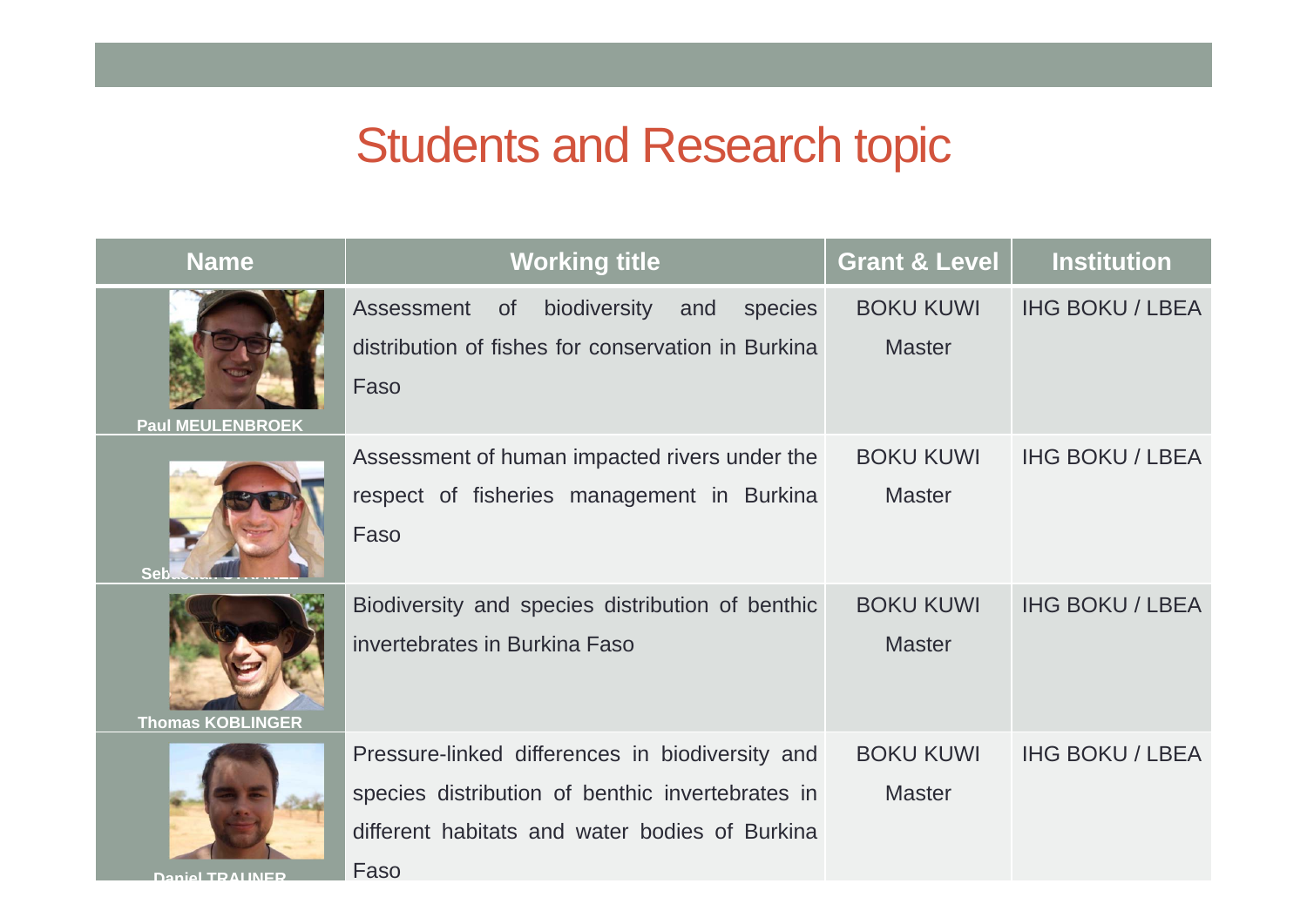# Students and Research topic

| Name | Working title | Grant & Level | Institution |
|---|---|---|---|
| Paul MEULENBROEK | Assessment of biodiversity and species distribution of fishes for conservation in Burkina Faso | BOKU KUWI Master | IHG BOKU / LBEA |
| Sebastian STRANZL | Assessment of human impacted rivers under the respect of fisheries management in Burkina Faso | BOKU KUWI Master | IHG BOKU / LBEA |
| Thomas KOBLINGER | Biodiversity and species distribution of benthic invertebrates in Burkina Faso | BOKU KUWI Master | IHG BOKU / LBEA |
| Daniel TRAUNER | Pressure-linked differences in biodiversity and species distribution of benthic invertebrates in different habitats and water bodies of Burkina Faso | BOKU KUWI Master | IHG BOKU / LBEA |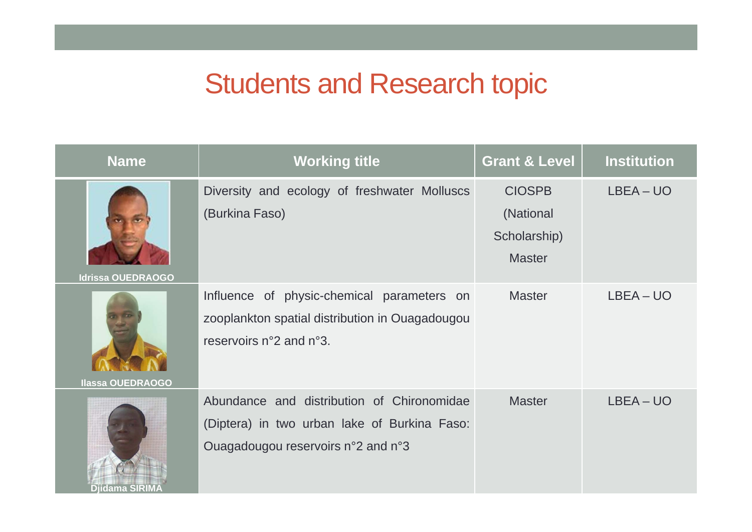# Students and Research topic

| Name | Working title | Grant & Level | Institution |
| --- | --- | --- | --- |
| Idrissa OUEDRAOGO | Diversity and ecology of freshwater Molluscs (Burkina Faso) | CIOSPB (National Scholarship) Master | LBEA – UO |
| Ilassa OUEDRAOGO | Influence of physic-chemical parameters on zooplankton spatial distribution in Ouagadougou reservoirs n°2 and n°3. | Master | LBEA – UO |
| Djidama SIRIMA | Abundance and distribution of Chironomidae (Diptera) in two urban lake of Burkina Faso: Ouagadougou reservoirs n°2 and n°3 | Master | LBEA – UO |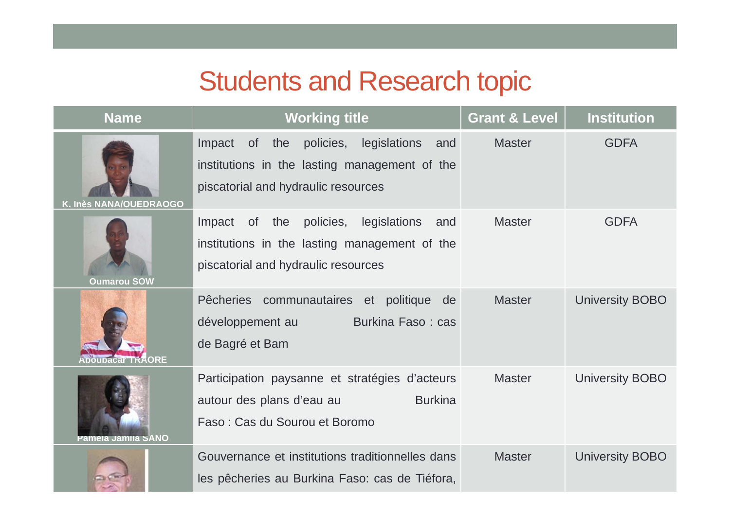# Students and Research topic

| Name | Working title | Grant & Level | Institution |
|---|---|---|---|
| K. Inès NANA/OUEDRAOGO | Impact of the policies, legislations and institutions in the lasting management of the piscatorial and hydraulic resources | Master | GDFA |
| Oumarou SOW | Impact of the policies, legislations and institutions in the lasting management of the piscatorial and hydraulic resources | Master | GDFA |
| Aboubacar TRAORE | Pêcheries communautaires et politique de développement au Burkina Faso : cas de Bagré et Bam | Master | University BOBO |
| Pamela Jamila SANO | Participation paysanne et stratégies d'acteurs autour des plans d'eau au Burkina Faso : Cas du Sourou et Boromo | Master | University BOBO |
| | Gouvernance et institutions traditionnelles dans les pêcheries au Burkina Faso: cas de Tiéfora, | Master | University BOBO |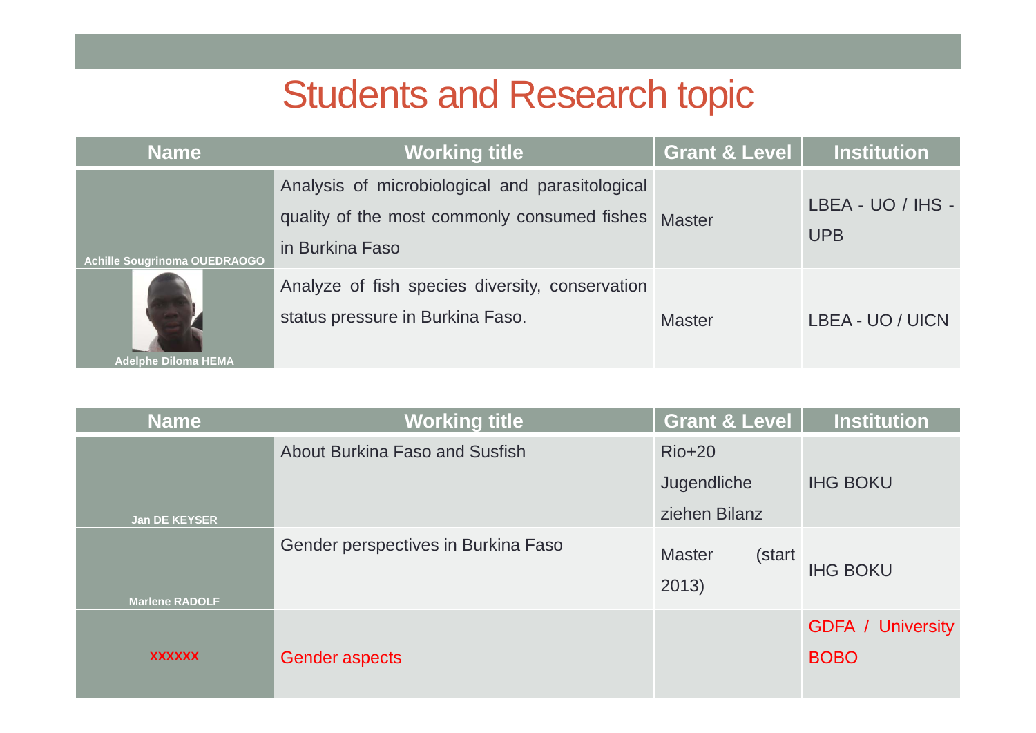# Students and Research topic

| Name | Working title | Grant & Level | Institution |
|---|---|---|---|
| Achille Sougrinoma OUEDRAOGO | Analysis of microbiological and parasitological quality of the most commonly consumed fishes in Burkina Faso | Master | LBEA - UO / IHS - UPB |
| Adelphe Diloma HEMA | Analyze of fish species diversity, conservation status pressure in Burkina Faso. | Master | LBEA - UO / UICN |

| Name | Working title | Grant & Level | Institution |
|---|---|---|---|
| Jan DE KEYSER | About Burkina Faso and Susfish | Rio+20 Jugendliche ziehen Bilanz | IHG BOKU |
| Marlene RADOLF | Gender perspectives in Burkina Faso | Master (start 2013) | IHG BOKU |
| xxxxxx | Gender aspects | | GDFA / University BOBO |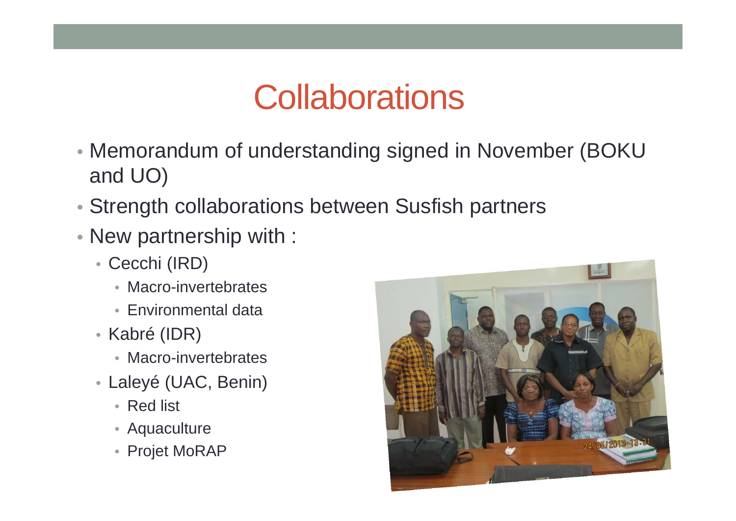# Collaborations

- Memorandum of understanding signed in November (BOKU and UO)
- Strength collaborations between Susfish partners
- New partnership with :
  - Cecchi (IRD)
    - Macro-invertebrates
    - Environmental data
  - Kabré (IDR)
    - Macro-invertebrates
  - Laleyé (UAC, Benin)
    - Red list
    - Aquaculture
    - Projet MoRAP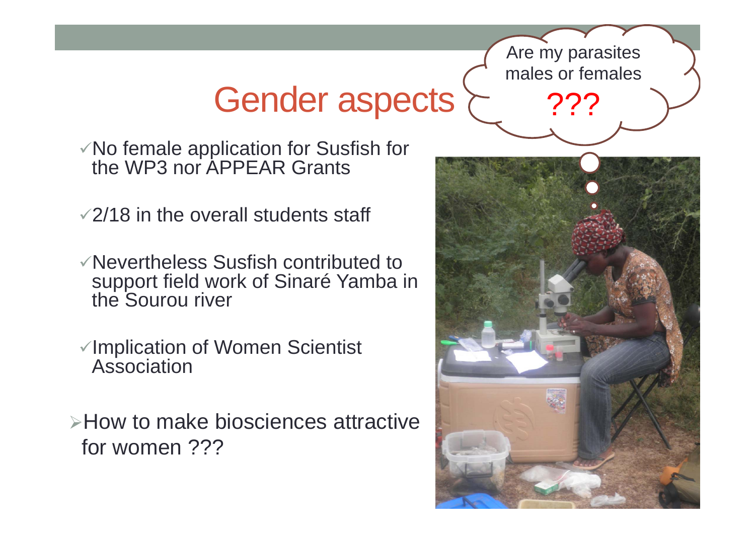# Gender aspects

Are my parasites males or females

???

- ✓No female application for Susfish for the WP3 nor APPEAR Grants
- ✓2/18 in the overall students staff
- ✓Nevertheless Susfish contributed to support field work of Sinaré Yamba in the Sourou river
- ✓Implication of Women Scientist Association

➢How to make biosciences attractive for women ???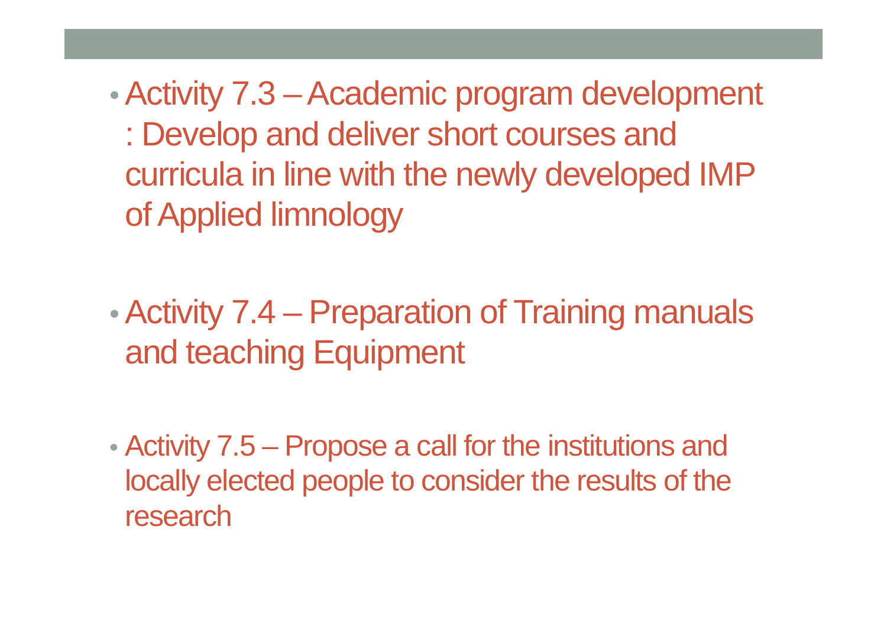- Activity 7.3 – Academic program development : Develop and deliver short courses and curricula in line with the newly developed IMP of Applied limnology

- Activity 7.4 – Preparation of Training manuals and teaching Equipment

- Activity 7.5 – Propose a call for the institutions and locally elected people to consider the results of the research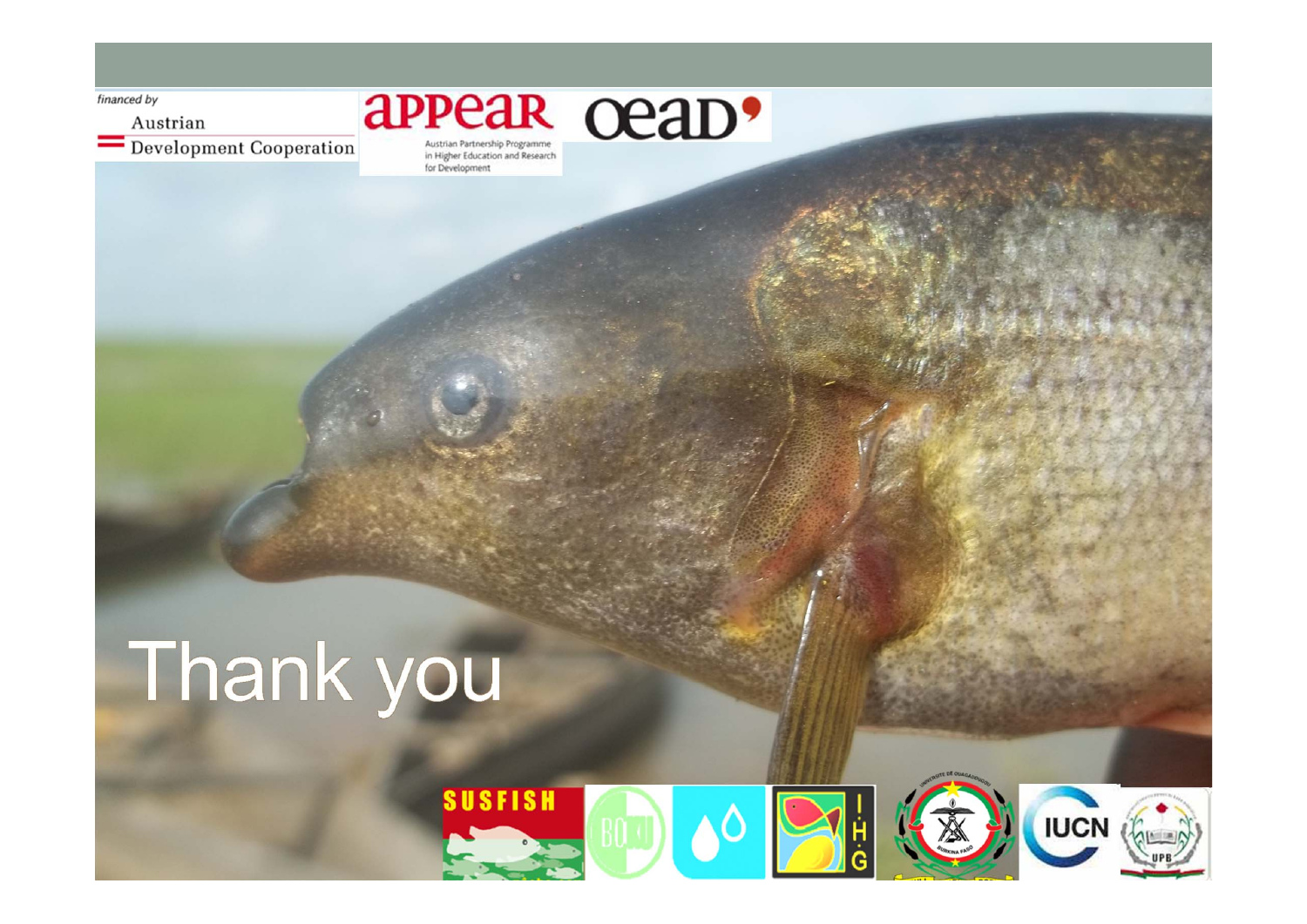*financed by*

Austrian Development Cooperation

appear

Austrian Partnership Programme in Higher Education and Research for Development

oead

# Thank you

SUSFISH

IUCN